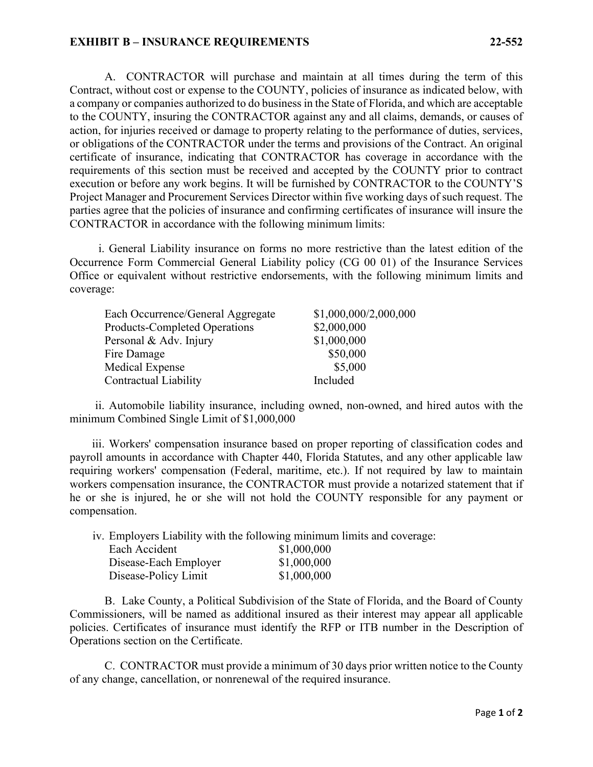## EXHIBIT B – INSURANCE REQUIREMENTS 22-552

A. CONTRACTOR will purchase and maintain at all times during the term of this Contract, without cost or expense to the COUNTY, policies of insurance as indicated below, with a company or companies authorized to do business in the State of Florida, and which are acceptable to the COUNTY, insuring the CONTRACTOR against any and all claims, demands, or causes of action, for injuries received or damage to property relating to the performance of duties, services, or obligations of the CONTRACTOR under the terms and provisions of the Contract. An original certificate of insurance, indicating that CONTRACTOR has coverage in accordance with the requirements of this section must be received and accepted by the COUNTY prior to contract execution or before any work begins. It will be furnished by CONTRACTOR to the COUNTY'S Project Manager and Procurement Services Director within five working days of such request. The parties agree that the policies of insurance and confirming certificates of insurance will insure the CONTRACTOR in accordance with the following minimum limits:

i. General Liability insurance on forms no more restrictive than the latest edition of the Occurrence Form Commercial General Liability policy (CG 00 01) of the Insurance Services Office or equivalent without restrictive endorsements, with the following minimum limits and coverage:

| | |
|---|---|
| Each Occurrence/General Aggregate | $1,000,000/2,000,000 |
| Products-Completed Operations | $2,000,000 |
| Personal & Adv. Injury | $1,000,000 |
| Fire Damage | $50,000 |
| Medical Expense | $5,000 |
| Contractual Liability | Included |

ii. Automobile liability insurance, including owned, non-owned, and hired autos with the minimum Combined Single Limit of $1,000,000

iii. Workers' compensation insurance based on proper reporting of classification codes and payroll amounts in accordance with Chapter 440, Florida Statutes, and any other applicable law requiring workers' compensation (Federal, maritime, etc.). If not required by law to maintain workers compensation insurance, the CONTRACTOR must provide a notarized statement that if he or she is injured, he or she will not hold the COUNTY responsible for any payment or compensation.

iv. Employers Liability with the following minimum limits and coverage:

| | |
|---|---|
| Each Accident | $1,000,000 |
| Disease-Each Employer | $1,000,000 |
| Disease-Policy Limit | $1,000,000 |

B. Lake County, a Political Subdivision of the State of Florida, and the Board of County Commissioners, will be named as additional insured as their interest may appear all applicable policies. Certificates of insurance must identify the RFP or ITB number in the Description of Operations section on the Certificate.

C. CONTRACTOR must provide a minimum of 30 days prior written notice to the County of any change, cancellation, or nonrenewal of the required insurance.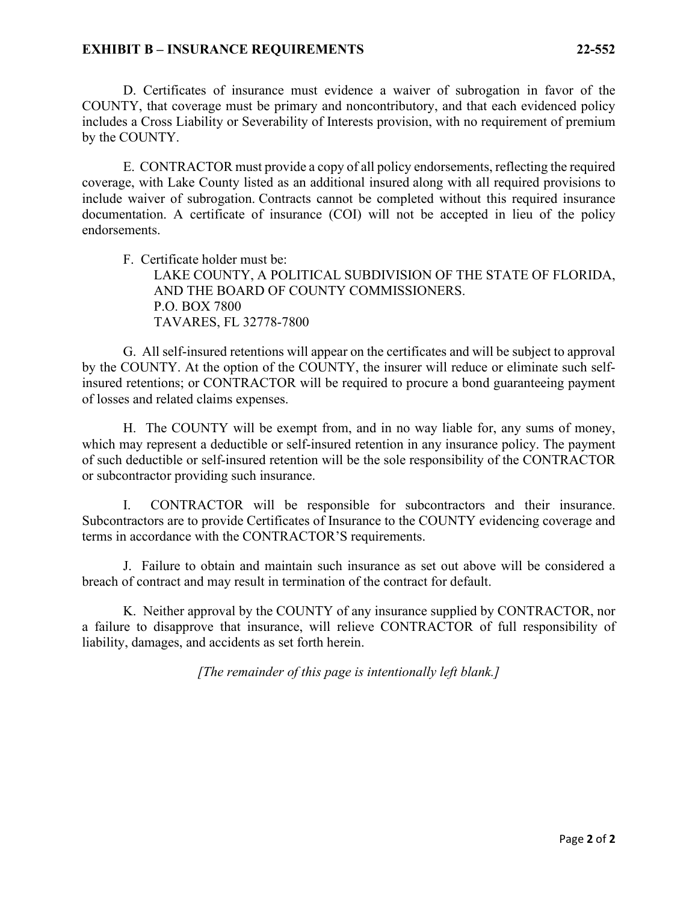D. Certificates of insurance must evidence a waiver of subrogation in favor of the COUNTY, that coverage must be primary and noncontributory, and that each evidenced policy includes a Cross Liability or Severability of Interests provision, with no requirement of premium by the COUNTY.

E. CONTRACTOR must provide a copy of all policy endorsements, reflecting the required coverage, with Lake County listed as an additional insured along with all required provisions to include waiver of subrogation. Contracts cannot be completed without this required insurance documentation. A certificate of insurance (COI) will not be accepted in lieu of the policy endorsements.

F. Certificate holder must be:

LAKE COUNTY, A POLITICAL SUBDIVISION OF THE STATE OF FLORIDA, AND THE BOARD OF COUNTY COMMISSIONERS.
P.O. BOX 7800
TAVARES, FL 32778-7800

G. All self-insured retentions will appear on the certificates and will be subject to approval by the COUNTY. At the option of the COUNTY, the insurer will reduce or eliminate such self-insured retentions; or CONTRACTOR will be required to procure a bond guaranteeing payment of losses and related claims expenses.

H. The COUNTY will be exempt from, and in no way liable for, any sums of money, which may represent a deductible or self-insured retention in any insurance policy. The payment of such deductible or self-insured retention will be the sole responsibility of the CONTRACTOR or subcontractor providing such insurance.

I. CONTRACTOR will be responsible for subcontractors and their insurance. Subcontractors are to provide Certificates of Insurance to the COUNTY evidencing coverage and terms in accordance with the CONTRACTOR'S requirements.

J. Failure to obtain and maintain such insurance as set out above will be considered a breach of contract and may result in termination of the contract for default.

K. Neither approval by the COUNTY of any insurance supplied by CONTRACTOR, nor a failure to disapprove that insurance, will relieve CONTRACTOR of full responsibility of liability, damages, and accidents as set forth herein.

*[The remainder of this page is intentionally left blank.]*